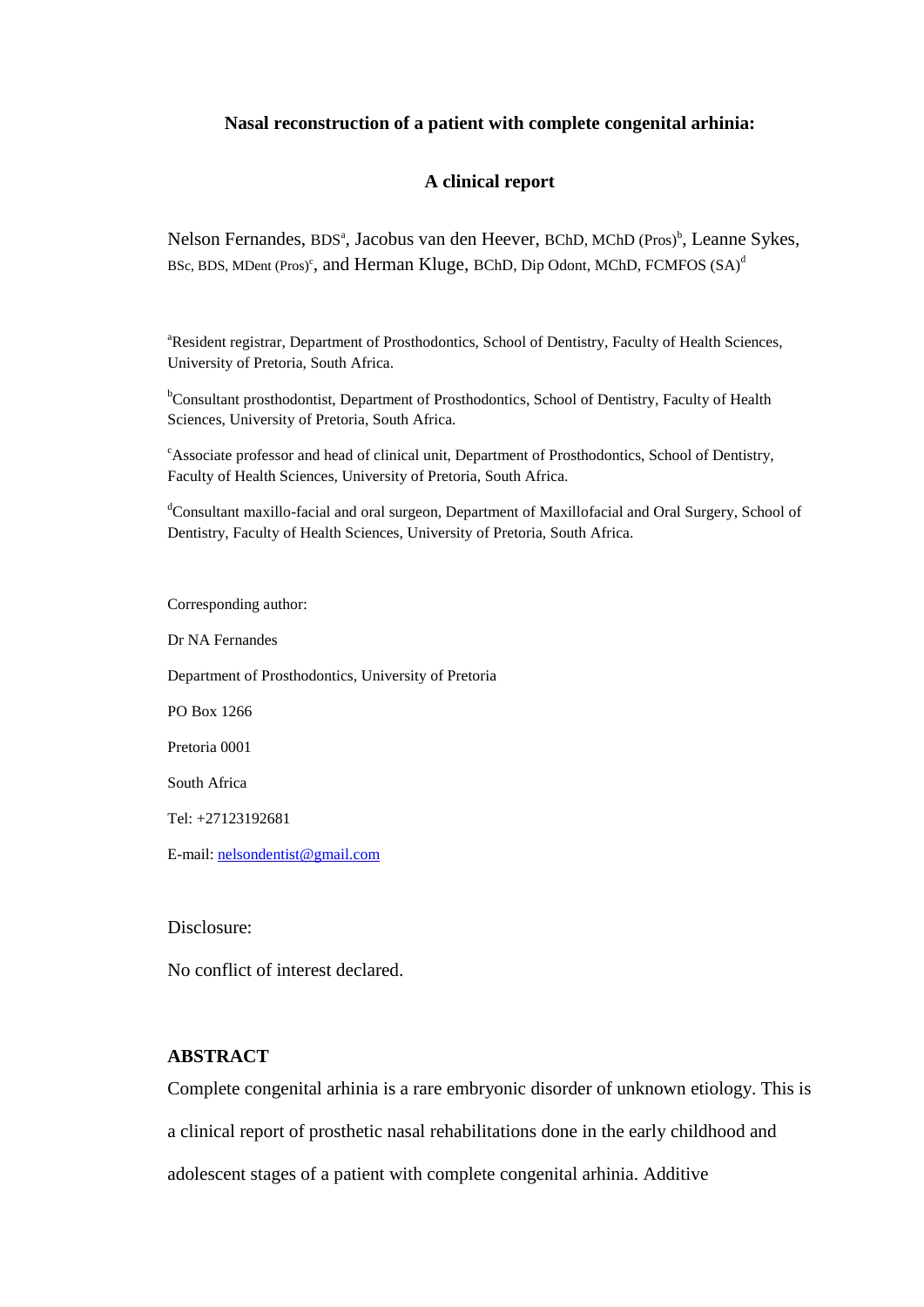# Nasal reconstruction of a patient with complete congenital arhinia:

## A clinical report

Nelson Fernandes, BDS[a], Jacobus van den Heever, BChD, MChD (Pros)[b], Leanne Sykes, BSc, BDS, MDent (Pros)[c], and Herman Kluge, BChD, Dip Odont, MChD, FCMFOS (SA)[d]

[a]Resident registrar, Department of Prosthodontics, School of Dentistry, Faculty of Health Sciences, University of Pretoria, South Africa.

[b]Consultant prosthodontist, Department of Prosthodontics, School of Dentistry, Faculty of Health Sciences, University of Pretoria, South Africa.

[c]Associate professor and head of clinical unit, Department of Prosthodontics, School of Dentistry, Faculty of Health Sciences, University of Pretoria, South Africa.

[d]Consultant maxillo-facial and oral surgeon, Department of Maxillofacial and Oral Surgery, School of Dentistry, Faculty of Health Sciences, University of Pretoria, South Africa.

Corresponding author:

Dr NA Fernandes

Department of Prosthodontics, University of Pretoria

PO Box 1266

Pretoria 0001

South Africa

Tel: +27123192681

E-mail: nelsondentist@gmail.com

Disclosure:

No conflict of interest declared.

## ABSTRACT

Complete congenital arhinia is a rare embryonic disorder of unknown etiology. This is a clinical report of prosthetic nasal rehabilitations done in the early childhood and adolescent stages of a patient with complete congenital arhinia. Additive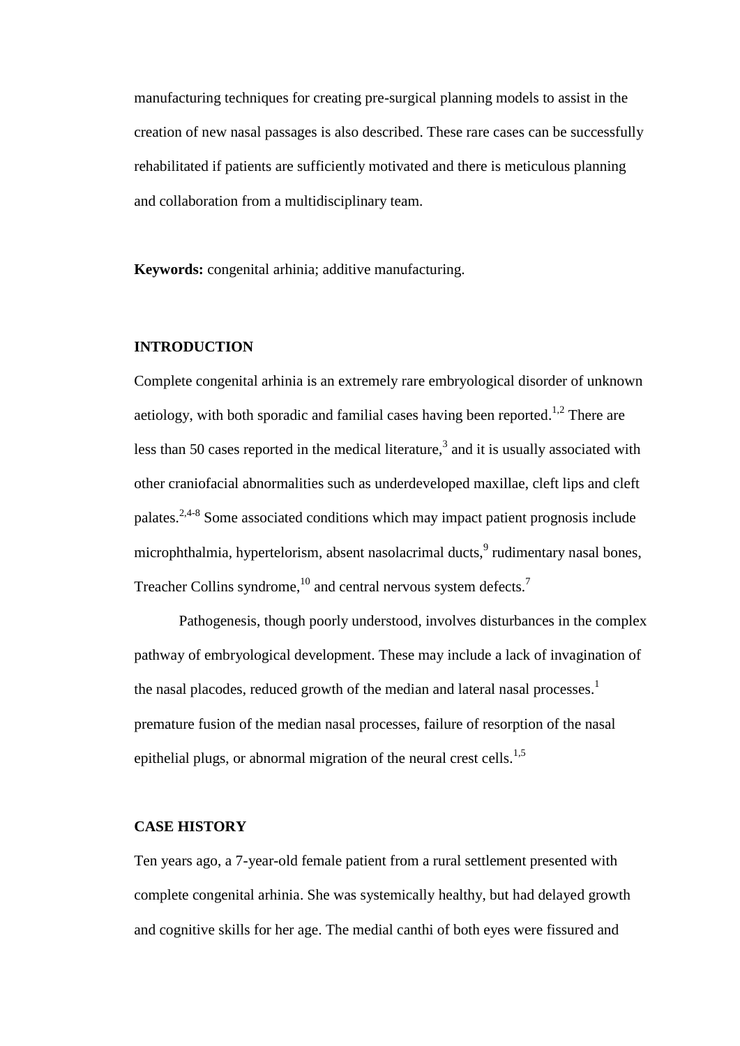manufacturing techniques for creating pre-surgical planning models to assist in the creation of new nasal passages is also described. These rare cases can be successfully rehabilitated if patients are sufficiently motivated and there is meticulous planning and collaboration from a multidisciplinary team.

**Keywords:** congenital arhinia; additive manufacturing.

## INTRODUCTION

Complete congenital arhinia is an extremely rare embryological disorder of unknown aetiology, with both sporadic and familial cases having been reported.[1,2] There are less than 50 cases reported in the medical literature,[3] and it is usually associated with other craniofacial abnormalities such as underdeveloped maxillae, cleft lips and cleft palates.[2,4-8] Some associated conditions which may impact patient prognosis include microphthalmia, hypertelorism, absent nasolacrimal ducts,[9] rudimentary nasal bones, Treacher Collins syndrome,[10] and central nervous system defects.[7]

Pathogenesis, though poorly understood, involves disturbances in the complex pathway of embryological development. These may include a lack of invagination of the nasal placodes, reduced growth of the median and lateral nasal processes.[1] premature fusion of the median nasal processes, failure of resorption of the nasal epithelial plugs, or abnormal migration of the neural crest cells.[1,5]

## CASE HISTORY

Ten years ago, a 7-year-old female patient from a rural settlement presented with complete congenital arhinia. She was systemically healthy, but had delayed growth and cognitive skills for her age. The medial canthi of both eyes were fissured and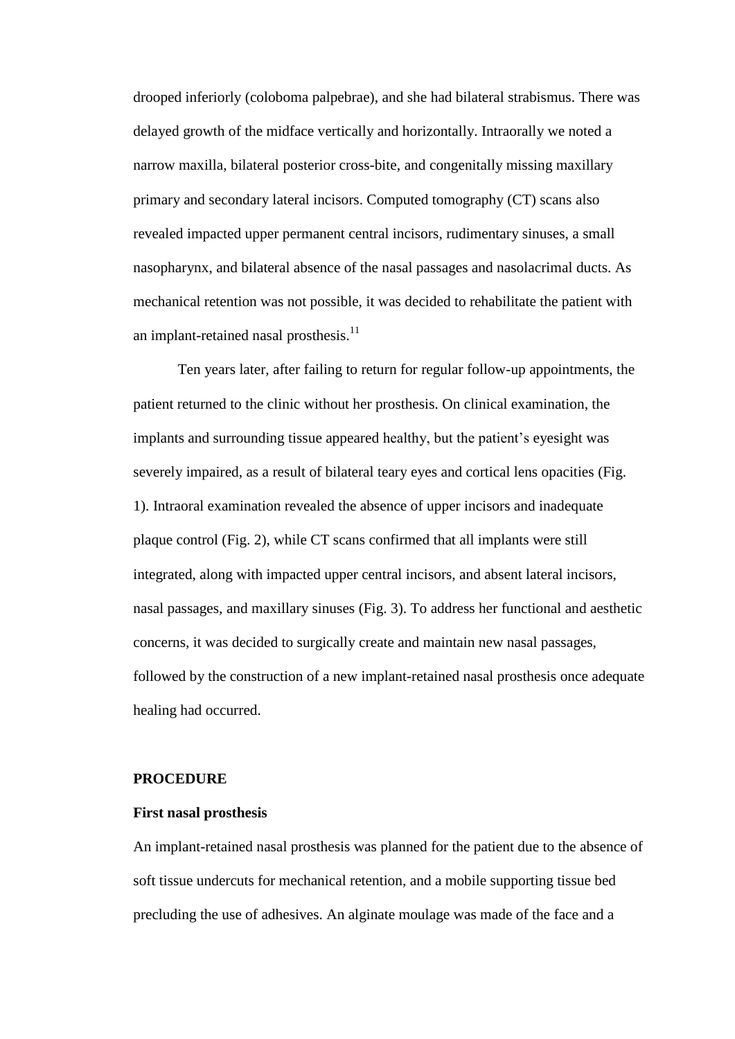drooped inferiorly (coloboma palpebrae), and she had bilateral strabismus. There was delayed growth of the midface vertically and horizontally. Intraorally we noted a narrow maxilla, bilateral posterior cross-bite, and congenitally missing maxillary primary and secondary lateral incisors. Computed tomography (CT) scans also revealed impacted upper permanent central incisors, rudimentary sinuses, a small nasopharynx, and bilateral absence of the nasal passages and nasolacrimal ducts. As mechanical retention was not possible, it was decided to rehabilitate the patient with an implant-retained nasal prosthesis.[11]

Ten years later, after failing to return for regular follow-up appointments, the patient returned to the clinic without her prosthesis. On clinical examination, the implants and surrounding tissue appeared healthy, but the patient's eyesight was severely impaired, as a result of bilateral teary eyes and cortical lens opacities (Fig. 1). Intraoral examination revealed the absence of upper incisors and inadequate plaque control (Fig. 2), while CT scans confirmed that all implants were still integrated, along with impacted upper central incisors, and absent lateral incisors, nasal passages, and maxillary sinuses (Fig. 3). To address her functional and aesthetic concerns, it was decided to surgically create and maintain new nasal passages, followed by the construction of a new implant-retained nasal prosthesis once adequate healing had occurred.

## PROCEDURE

### First nasal prosthesis

An implant-retained nasal prosthesis was planned for the patient due to the absence of soft tissue undercuts for mechanical retention, and a mobile supporting tissue bed precluding the use of adhesives. An alginate moulage was made of the face and a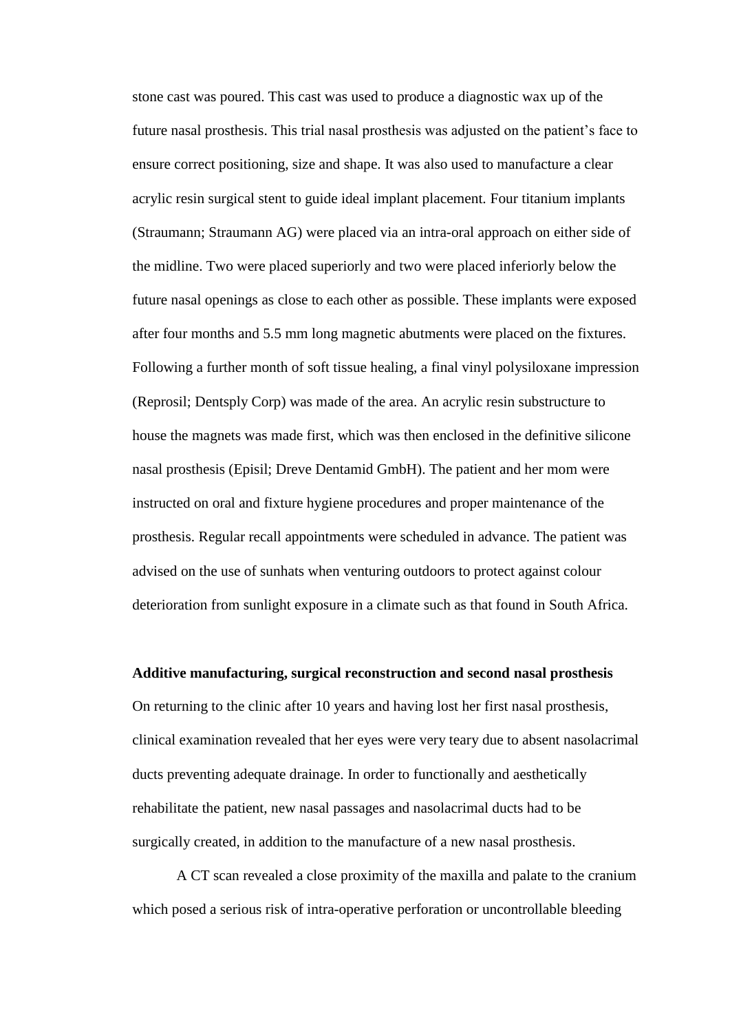stone cast was poured. This cast was used to produce a diagnostic wax up of the future nasal prosthesis. This trial nasal prosthesis was adjusted on the patient's face to ensure correct positioning, size and shape. It was also used to manufacture a clear acrylic resin surgical stent to guide ideal implant placement. Four titanium implants (Straumann; Straumann AG) were placed via an intra-oral approach on either side of the midline. Two were placed superiorly and two were placed inferiorly below the future nasal openings as close to each other as possible. These implants were exposed after four months and 5.5 mm long magnetic abutments were placed on the fixtures. Following a further month of soft tissue healing, a final vinyl polysiloxane impression (Reprosil; Dentsply Corp) was made of the area. An acrylic resin substructure to house the magnets was made first, which was then enclosed in the definitive silicone nasal prosthesis (Episil; Dreve Dentamid GmbH). The patient and her mom were instructed on oral and fixture hygiene procedures and proper maintenance of the prosthesis. Regular recall appointments were scheduled in advance. The patient was advised on the use of sunhats when venturing outdoors to protect against colour deterioration from sunlight exposure in a climate such as that found in South Africa.

**Additive manufacturing, surgical reconstruction and second nasal prosthesis**

On returning to the clinic after 10 years and having lost her first nasal prosthesis, clinical examination revealed that her eyes were very teary due to absent nasolacrimal ducts preventing adequate drainage. In order to functionally and aesthetically rehabilitate the patient, new nasal passages and nasolacrimal ducts had to be surgically created, in addition to the manufacture of a new nasal prosthesis.

A CT scan revealed a close proximity of the maxilla and palate to the cranium which posed a serious risk of intra-operative perforation or uncontrollable bleeding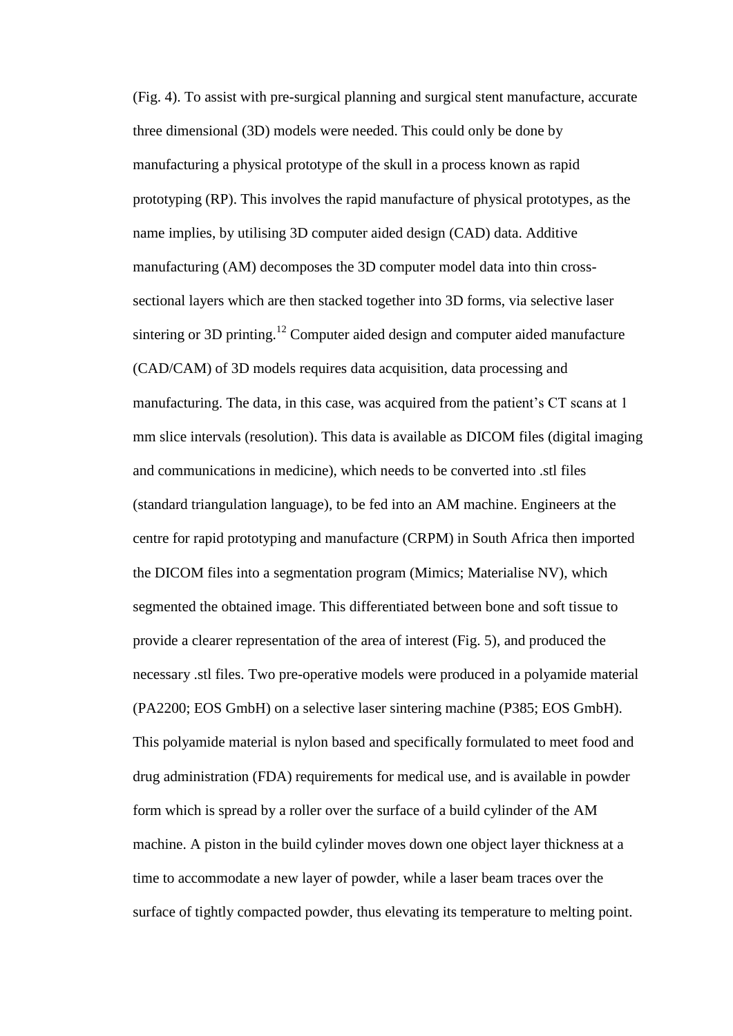(Fig. 4). To assist with pre-surgical planning and surgical stent manufacture, accurate three dimensional (3D) models were needed. This could only be done by manufacturing a physical prototype of the skull in a process known as rapid prototyping (RP). This involves the rapid manufacture of physical prototypes, as the name implies, by utilising 3D computer aided design (CAD) data. Additive manufacturing (AM) decomposes the 3D computer model data into thin cross-sectional layers which are then stacked together into 3D forms, via selective laser sintering or 3D printing.[12] Computer aided design and computer aided manufacture (CAD/CAM) of 3D models requires data acquisition, data processing and manufacturing. The data, in this case, was acquired from the patient's CT scans at 1 mm slice intervals (resolution). This data is available as DICOM files (digital imaging and communications in medicine), which needs to be converted into .stl files (standard triangulation language), to be fed into an AM machine. Engineers at the centre for rapid prototyping and manufacture (CRPM) in South Africa then imported the DICOM files into a segmentation program (Mimics; Materialise NV), which segmented the obtained image. This differentiated between bone and soft tissue to provide a clearer representation of the area of interest (Fig. 5), and produced the necessary .stl files. Two pre-operative models were produced in a polyamide material (PA2200; EOS GmbH) on a selective laser sintering machine (P385; EOS GmbH). This polyamide material is nylon based and specifically formulated to meet food and drug administration (FDA) requirements for medical use, and is available in powder form which is spread by a roller over the surface of a build cylinder of the AM machine. A piston in the build cylinder moves down one object layer thickness at a time to accommodate a new layer of powder, while a laser beam traces over the surface of tightly compacted powder, thus elevating its temperature to melting point.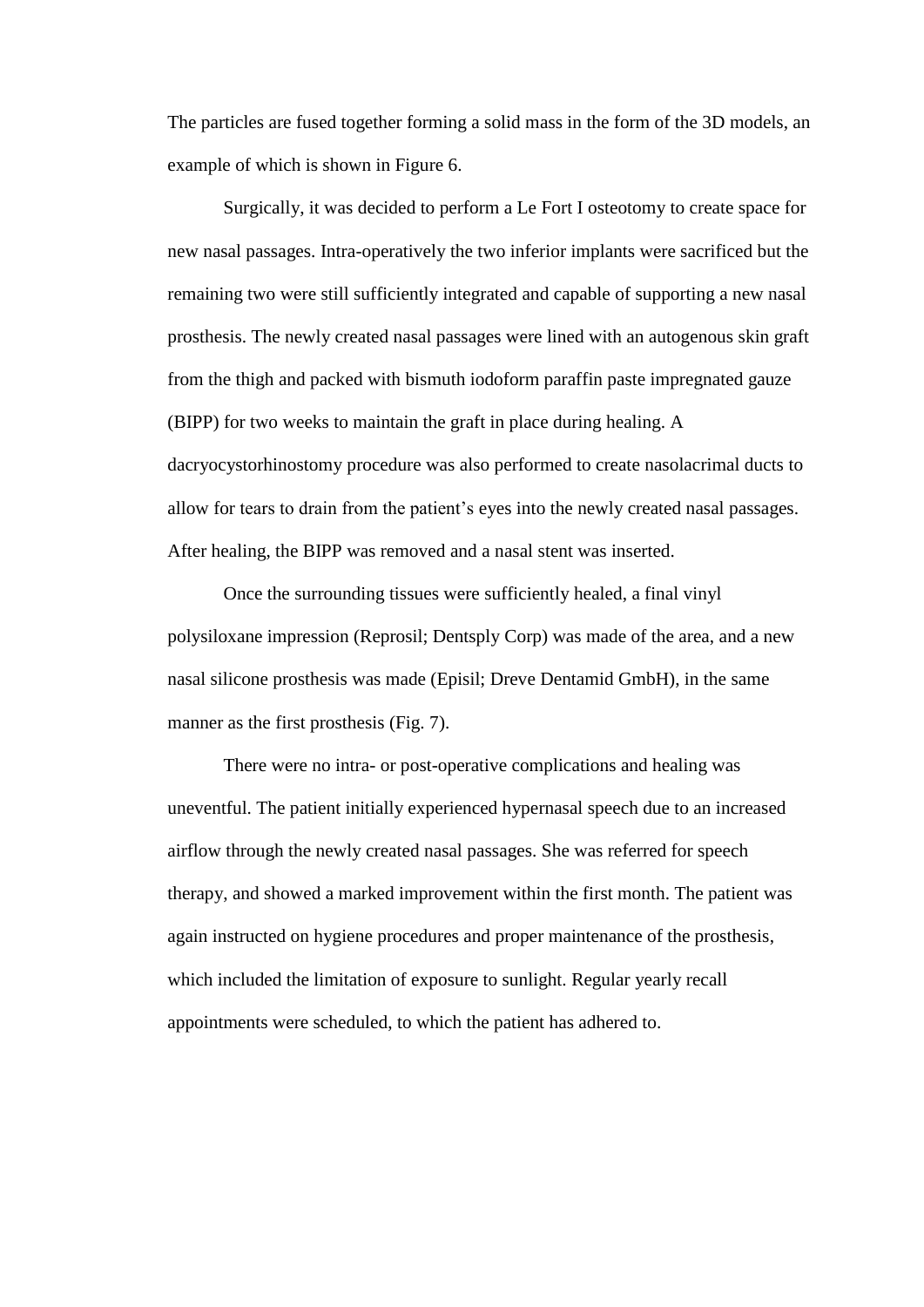The particles are fused together forming a solid mass in the form of the 3D models, an example of which is shown in Figure 6.

Surgically, it was decided to perform a Le Fort I osteotomy to create space for new nasal passages. Intra-operatively the two inferior implants were sacrificed but the remaining two were still sufficiently integrated and capable of supporting a new nasal prosthesis. The newly created nasal passages were lined with an autogenous skin graft from the thigh and packed with bismuth iodoform paraffin paste impregnated gauze (BIPP) for two weeks to maintain the graft in place during healing. A dacryocystorhinostomy procedure was also performed to create nasolacrimal ducts to allow for tears to drain from the patient's eyes into the newly created nasal passages. After healing, the BIPP was removed and a nasal stent was inserted.

Once the surrounding tissues were sufficiently healed, a final vinyl polysiloxane impression (Reprosil; Dentsply Corp) was made of the area, and a new nasal silicone prosthesis was made (Episil; Dreve Dentamid GmbH), in the same manner as the first prosthesis (Fig. 7).

There were no intra- or post-operative complications and healing was uneventful. The patient initially experienced hypernasal speech due to an increased airflow through the newly created nasal passages. She was referred for speech therapy, and showed a marked improvement within the first month. The patient was again instructed on hygiene procedures and proper maintenance of the prosthesis, which included the limitation of exposure to sunlight. Regular yearly recall appointments were scheduled, to which the patient has adhered to.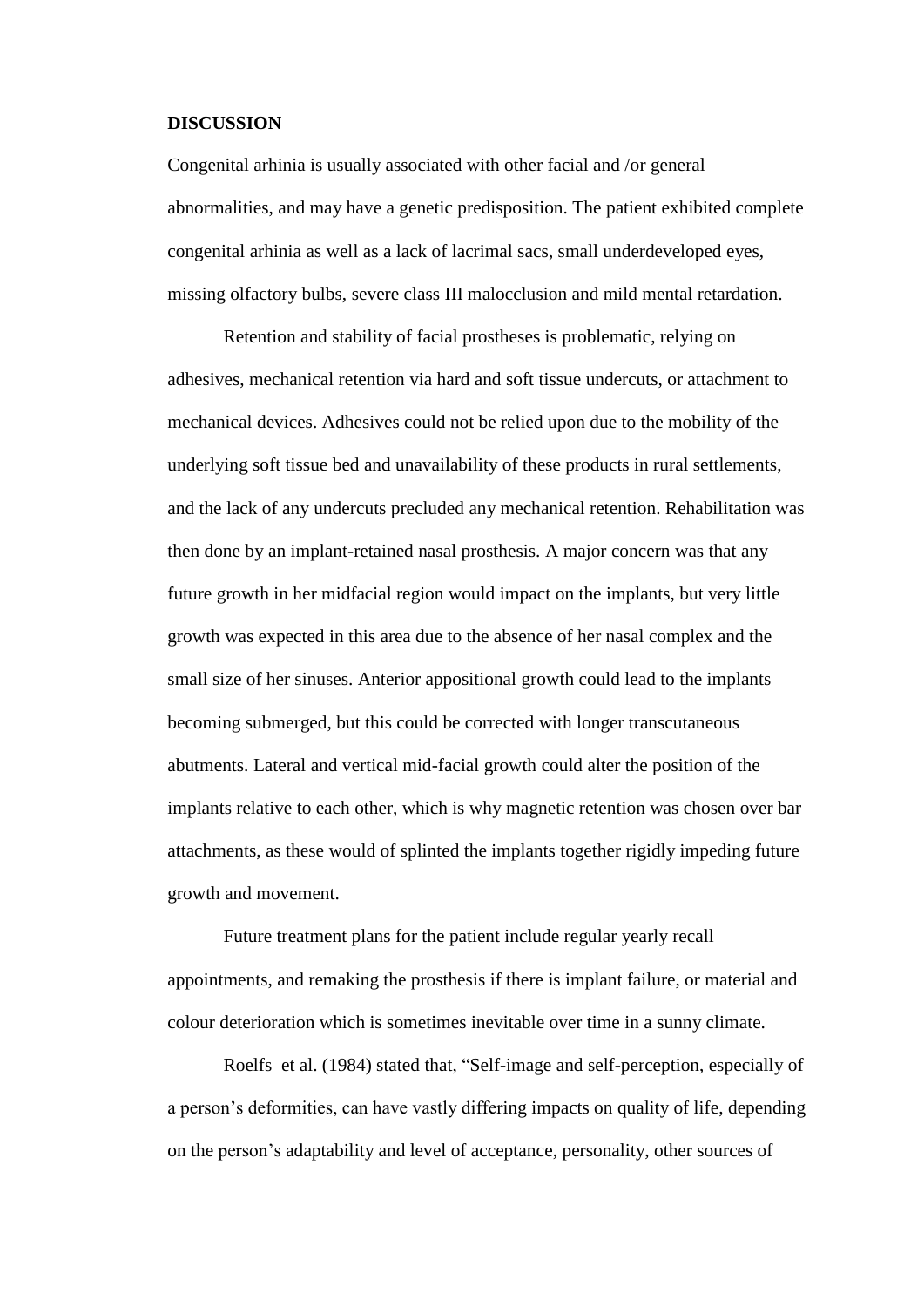**DISCUSSION**

Congenital arhinia is usually associated with other facial and /or general abnormalities, and may have a genetic predisposition. The patient exhibited complete congenital arhinia as well as a lack of lacrimal sacs, small underdeveloped eyes, missing olfactory bulbs, severe class III malocclusion and mild mental retardation.

Retention and stability of facial prostheses is problematic, relying on adhesives, mechanical retention via hard and soft tissue undercuts, or attachment to mechanical devices. Adhesives could not be relied upon due to the mobility of the underlying soft tissue bed and unavailability of these products in rural settlements, and the lack of any undercuts precluded any mechanical retention. Rehabilitation was then done by an implant-retained nasal prosthesis. A major concern was that any future growth in her midfacial region would impact on the implants, but very little growth was expected in this area due to the absence of her nasal complex and the small size of her sinuses. Anterior appositional growth could lead to the implants becoming submerged, but this could be corrected with longer transcutaneous abutments. Lateral and vertical mid-facial growth could alter the position of the implants relative to each other, which is why magnetic retention was chosen over bar attachments, as these would of splinted the implants together rigidly impeding future growth and movement.

Future treatment plans for the patient include regular yearly recall appointments, and remaking the prosthesis if there is implant failure, or material and colour deterioration which is sometimes inevitable over time in a sunny climate.

Roelfs et al. (1984) stated that, "Self-image and self-perception, especially of a person's deformities, can have vastly differing impacts on quality of life, depending on the person's adaptability and level of acceptance, personality, other sources of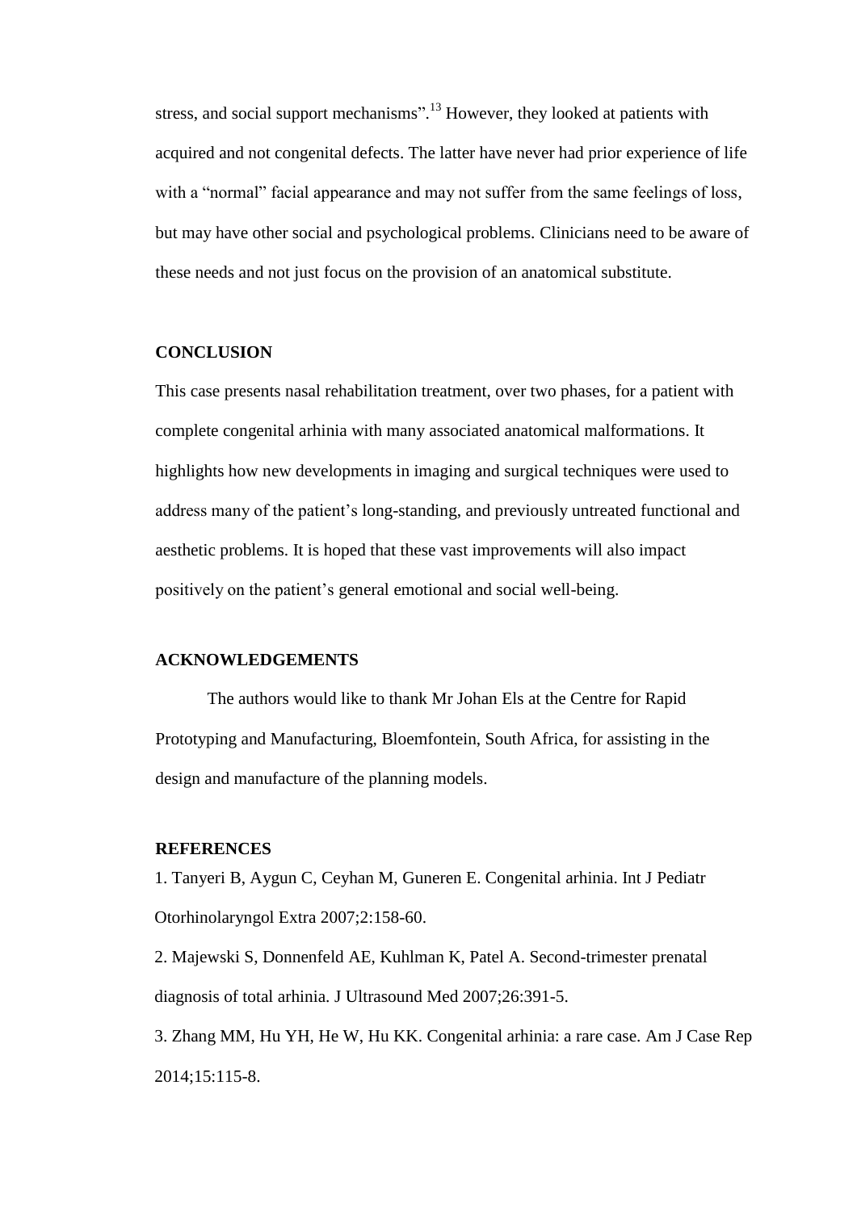stress, and social support mechanisms".[13] However, they looked at patients with acquired and not congenital defects. The latter have never had prior experience of life with a "normal" facial appearance and may not suffer from the same feelings of loss, but may have other social and psychological problems. Clinicians need to be aware of these needs and not just focus on the provision of an anatomical substitute.

## CONCLUSION

This case presents nasal rehabilitation treatment, over two phases, for a patient with complete congenital arhinia with many associated anatomical malformations. It highlights how new developments in imaging and surgical techniques were used to address many of the patient's long-standing, and previously untreated functional and aesthetic problems. It is hoped that these vast improvements will also impact positively on the patient's general emotional and social well-being.

## ACKNOWLEDGEMENTS

The authors would like to thank Mr Johan Els at the Centre for Rapid Prototyping and Manufacturing, Bloemfontein, South Africa, for assisting in the design and manufacture of the planning models.

## REFERENCES

1. Tanyeri B, Aygun C, Ceyhan M, Guneren E. Congenital arhinia. Int J Pediatr Otorhinolaryngol Extra 2007;2:158-60.
2. Majewski S, Donnenfeld AE, Kuhlman K, Patel A. Second-trimester prenatal diagnosis of total arhinia. J Ultrasound Med 2007;26:391-5.
3. Zhang MM, Hu YH, He W, Hu KK. Congenital arhinia: a rare case. Am J Case Rep 2014;15:115-8.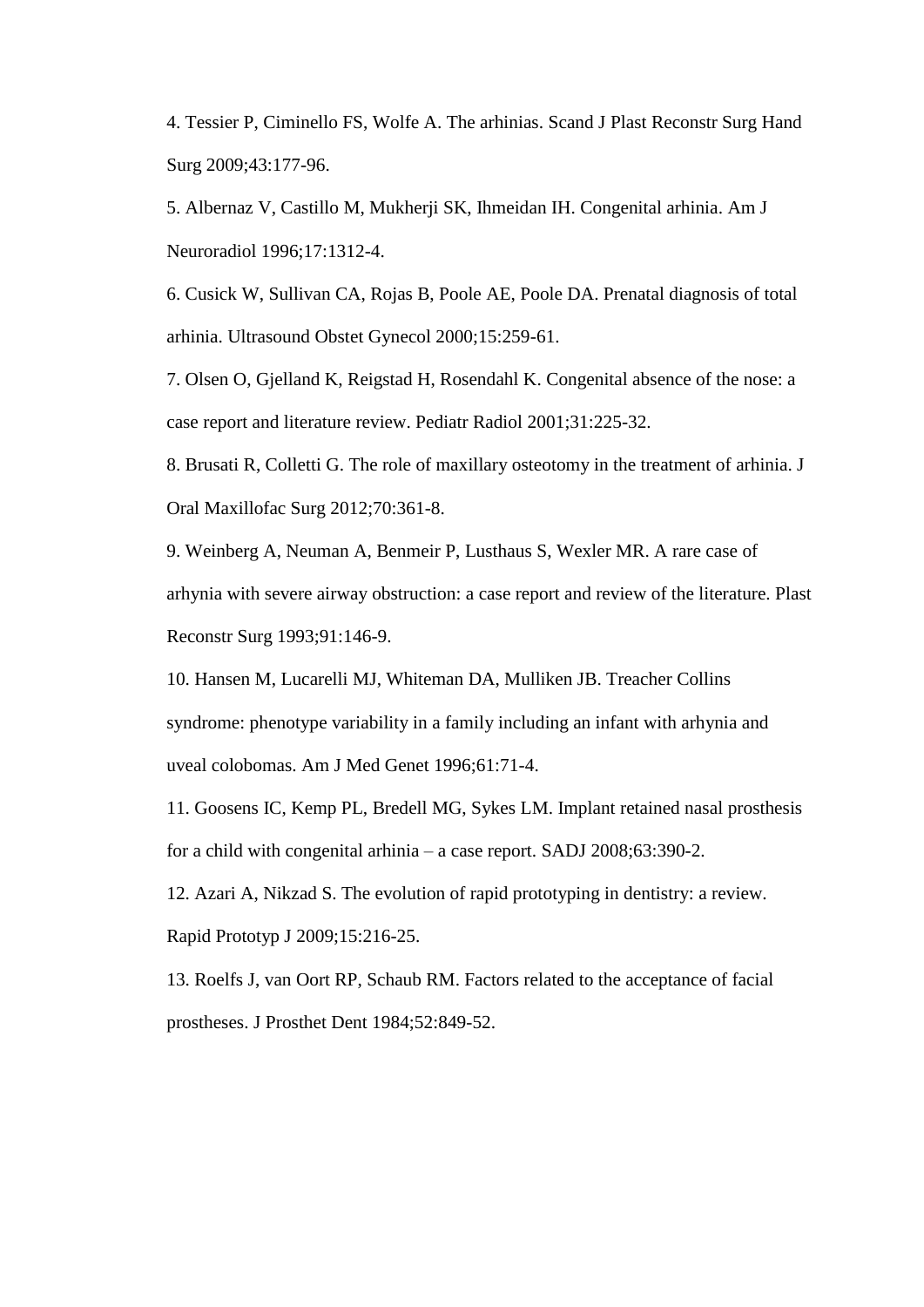4. Tessier P, Ciminello FS, Wolfe A. The arhinias. Scand J Plast Reconstr Surg Hand Surg 2009;43:177-96.

5. Albernaz V, Castillo M, Mukherji SK, Ihmeidan IH. Congenital arhinia. Am J Neuroradiol 1996;17:1312-4.

6. Cusick W, Sullivan CA, Rojas B, Poole AE, Poole DA. Prenatal diagnosis of total arhinia. Ultrasound Obstet Gynecol 2000;15:259-61.

7. Olsen O, Gjelland K, Reigstad H, Rosendahl K. Congenital absence of the nose: a case report and literature review. Pediatr Radiol 2001;31:225-32.

8. Brusati R, Colletti G. The role of maxillary osteotomy in the treatment of arhinia. J Oral Maxillofac Surg 2012;70:361-8.

9. Weinberg A, Neuman A, Benmeir P, Lusthaus S, Wexler MR. A rare case of arhynia with severe airway obstruction: a case report and review of the literature. Plast Reconstr Surg 1993;91:146-9.

10. Hansen M, Lucarelli MJ, Whiteman DA, Mulliken JB. Treacher Collins syndrome: phenotype variability in a family including an infant with arhynia and uveal colobomas. Am J Med Genet 1996;61:71-4.

11. Goosens IC, Kemp PL, Bredell MG, Sykes LM. Implant retained nasal prosthesis for a child with congenital arhinia – a case report. SADJ 2008;63:390-2.

12. Azari A, Nikzad S. The evolution of rapid prototyping in dentistry: a review. Rapid Prototyp J 2009;15:216-25.

13. Roelfs J, van Oort RP, Schaub RM. Factors related to the acceptance of facial prostheses. J Prosthet Dent 1984;52:849-52.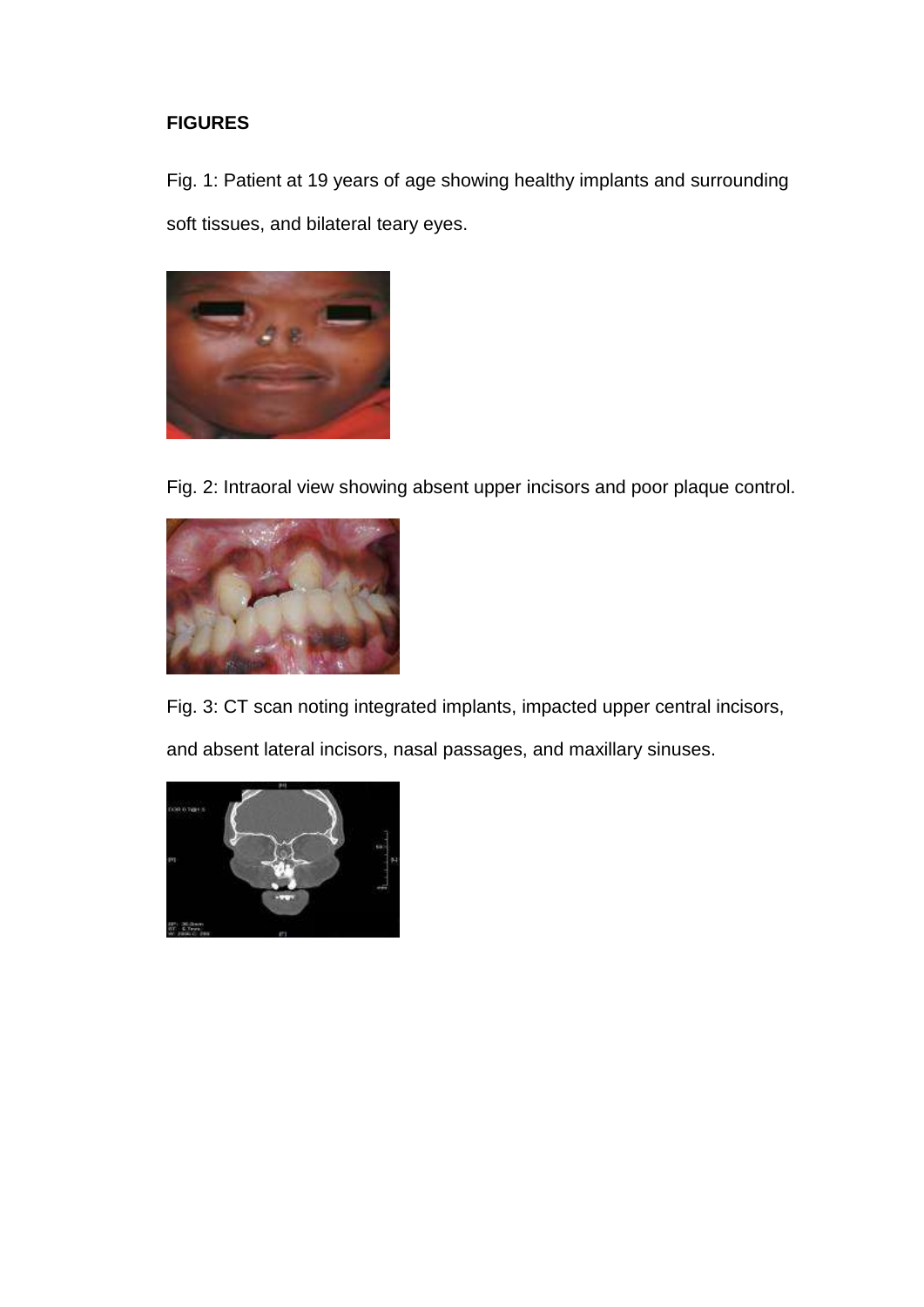**FIGURES**

Fig. 1: Patient at 19 years of age showing healthy implants and surrounding soft tissues, and bilateral teary eyes.

Fig. 2: Intraoral view showing absent upper incisors and poor plaque control.

Fig. 3: CT scan noting integrated implants, impacted upper central incisors, and absent lateral incisors, nasal passages, and maxillary sinuses.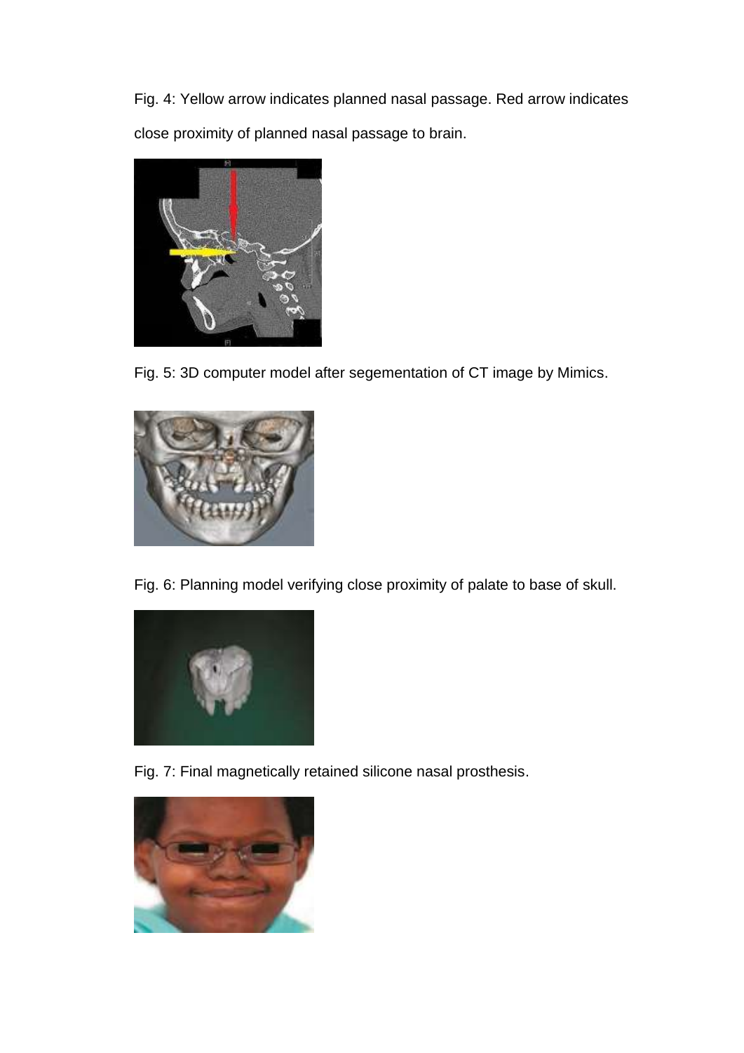Fig. 4: Yellow arrow indicates planned nasal passage. Red arrow indicates close proximity of planned nasal passage to brain.

Fig. 5: 3D computer model after segementation of CT image by Mimics.

Fig. 6: Planning model verifying close proximity of palate to base of skull.

Fig. 7: Final magnetically retained silicone nasal prosthesis.